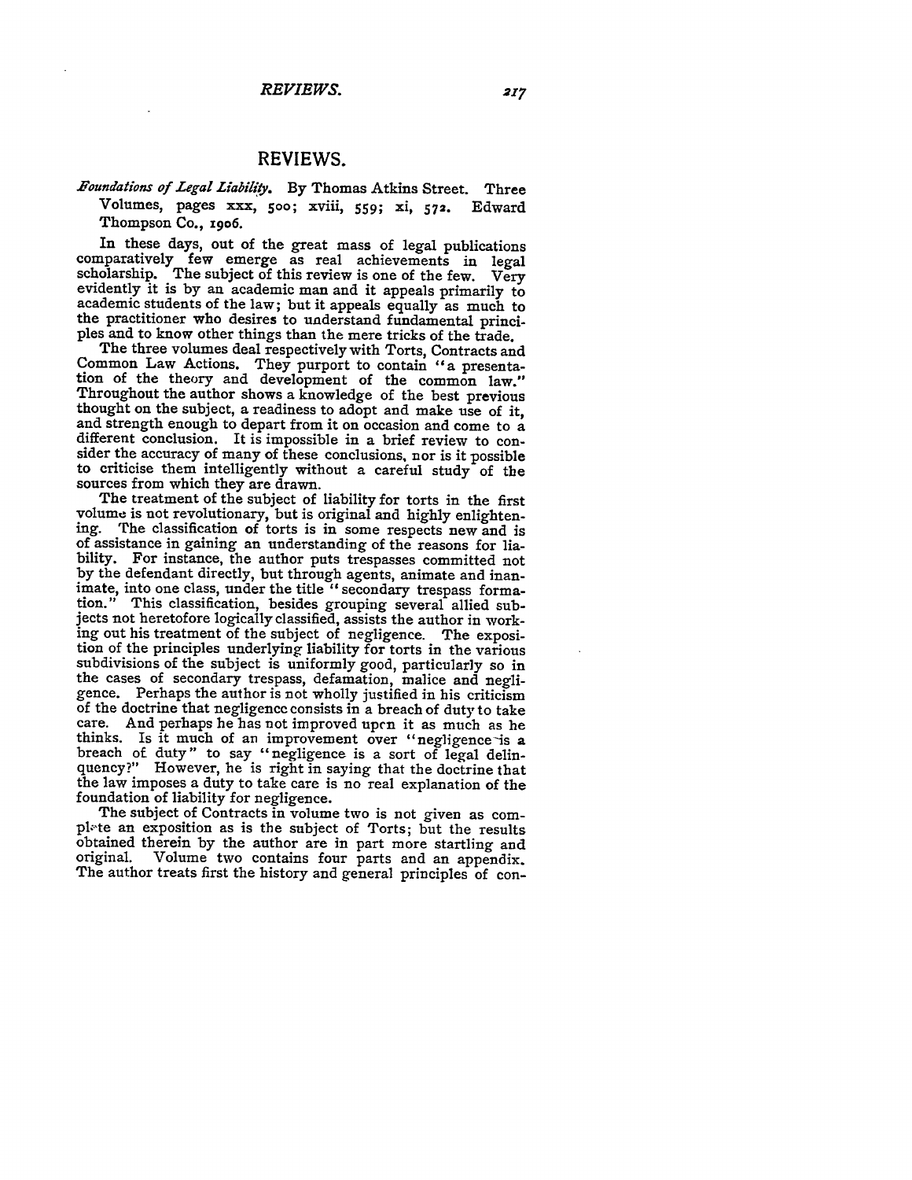# REVIEWS.

*Foundations of Legal Liability.* By Thomas Atkins Street. Three Volumes, pages xxx, 500; xviii, 559; xi, 572. Edward Thompson Co., 1906.

In these days, out of the great mass of legal publications comparatively few emerge as real achievements in legal scholarship. The subject of this review is one of the few. Very evidently it is by an academic man and it appeals primarily to academic students of the law; but it appeals equally as much to the practitioner who desires to understand fundamental principles and to know other things than the mere tricks of the trade.

The three volumes deal respectively with Torts, Contracts and Common Law Actions. They purport to contain "a presentation of the theory and development of the common law." Throughout the author shows a knowledge of the best previous thought on the subject, a readiness to adopt and make use of it, and strength enough to depart from it on occasion and come to a different conclusion. It is impossible in a brief review to consider the accuracy of many of these conclusions, nor is it possible to criticise them intelligently without a careful study of the sources from which they are drawn.

The treatment of the subject of liability for torts in the first volume is not revolutionary, but is original and highly enlightening. The classification of torts is in some respects new and is of assistance in gaining an understanding of the reasons for liability. For instance, the author puts trespasses committed not by the defendant directly, but through agents, animate and inanimate, into one class, under the title "secondary trespass formation." This classification, besides grouping several allied subjects not heretofore logically classified, assists the author in working out his treatment of the subject of negligence. The exposition of the principles underlying liability for torts in the various subdivisions of the subject is uniformly good, particularly so in the cases of secondary trespass, defamation, malice and negligence. Perhaps the author is not wholly justified in his criticism of the doctrine that negligence consists in a breach of duty to take care. And perhaps he has not improved upon it as much as he thinks. Is it much of an improvement over "negligence is a breach of duty" to say "negligence is a sort of legal delinquency?" However, he is right in saying that the doctrine that the law imposes a duty to take care is no real explanation of the foundation of liability for negligence.

The subject of Contracts in volume two is not given as complete an exposition as is the subject of Torts; but the results obtained therein by the author are in part more startling and original. Volume two contains four parts and an appendix. The author treats first the history and general principles of con-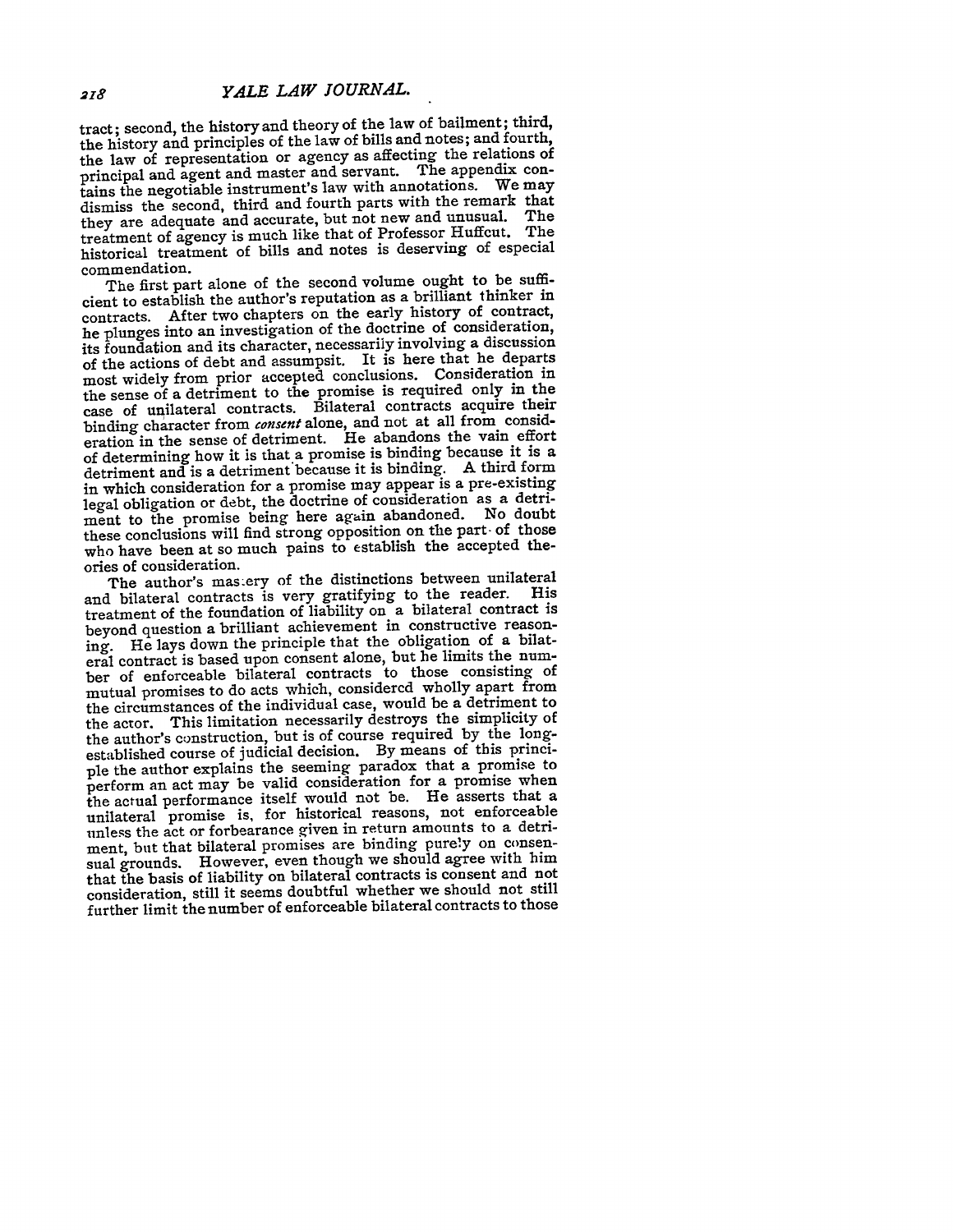tract; second, the history and theory of the law of bailment; third, the history and principles of the law of bills and notes; and fourth, the law of representation or agency as affecting the relations of principal and agent and master and servant. The appendix contains the negotiable instrument's law with annotations. We may dismiss the second, third and fourth parts with the remark that they are adequate and accurate, but not new and unusual. The treatment of agency is much like that of Professor Huffcut. The historical treatment of bills and notes is deserving of especial commendation.

The first part alone of the second volume ought to be sufficient to establish the author's reputation as a brilliant thinker in contracts. After two chapters on the early history of contract, he plunges into an investigation of the doctrine of consideration, its foundation and its character, necessarily involving a discussion of the actions of debt and assumpsit. It is here that he departs most widely from prior accepted conclusions. Consideration in the sense of a detriment to the promise is required only in the case of unilateral contracts. Bilateral contracts acquire their binding character from *consent* alone, and not at all from consideration in the sense of detriment. He abandons the vain effort of determining how it is that a promise is binding because it is a detriment and is a detriment because it is binding. A third form in which consideration for a promise may appear is a pre-existing legal obligation or debt, the doctrine of consideration as a detriment to the promise being here again abandoned. No doubt these conclusions will find strong opposition on the part of those who have been at so much pains to establish the accepted theories of consideration.

The author's mastery of the distinctions between unilateral and bilateral contracts is very gratifying to the reader. His treatment of the foundation of liability on a bilateral contract is beyond question a brilliant achievement in constructive reasoning. He lays down the principle that the obligation of a bilateral contract is based upon consent alone, but he limits the number of enforceable bilateral contracts to those consisting of mutual promises to do acts which, considered wholly apart from the circumstances of the individual case, would be a detriment to the actor. This limitation necessarily destroys the simplicity of the author's construction, but is of course required by the long-established course of judicial decision. By means of this principle the author explains the seeming paradox that a promise to perform an act may be valid consideration for a promise when the actual performance itself would not be. He asserts that a unilateral promise is, for historical reasons, not enforceable unless the act or forbearance given in return amounts to a detriment, but that bilateral promises are binding purely on consensual grounds. However, even though we should agree with him that the basis of liability on bilateral contracts is consent and not consideration, still it seems doubtful whether we should not still further limit the number of enforceable bilateral contracts to those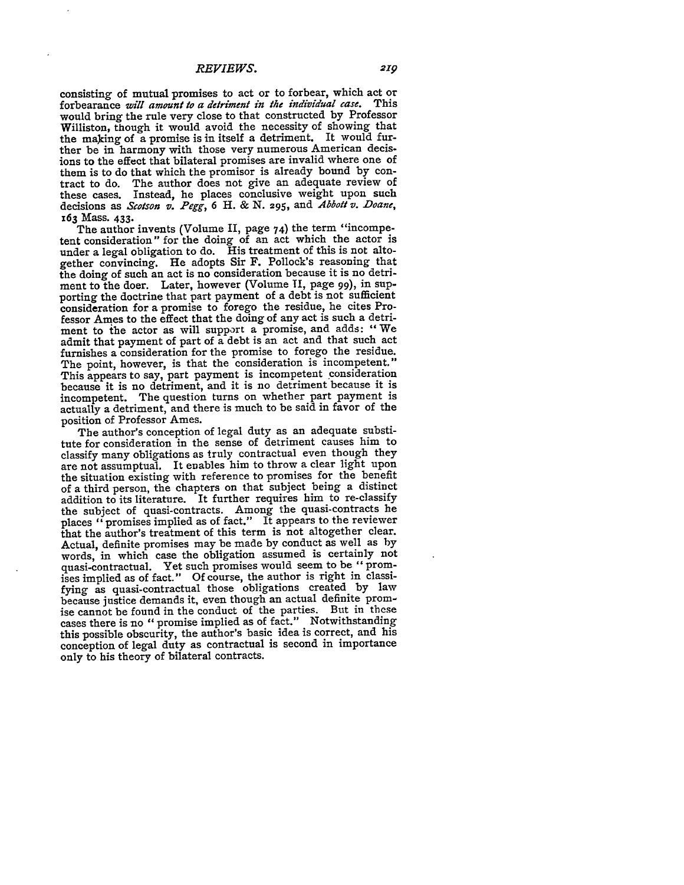consisting of mutual promises to act or to forbear, which act or forbearance *will amount to a detriment in the individual case.* This would bring the rule very close to that constructed by Professor Williston, though it would avoid the necessity of showing that the making of a promise is in itself a detriment. It would further be in harmony with those very numerous American decisions to the effect that bilateral promises are invalid where one of them is to do that which the promisor is already bound by contract to do. The author does not give an adequate review of these cases. Instead, he places conclusive weight upon such decisions as *Scotson v. Pegg*, 6 H. & N. 295, and *Abbott v. Doane*, 163 Mass. 433.

The author invents (Volume II, page 74) the term "incompetent consideration" for the doing of an act which the actor is under a legal obligation to do. His treatment of this is not altogether convincing. He adopts Sir F. Pollock's reasoning that the doing of such an act is no consideration because it is no detriment to the doer. Later, however (Volume II, page 99), in supporting the doctrine that part payment of a debt is not sufficient consideration for a promise to forego the residue, he cites Professor Ames to the effect that the doing of any act is such a detriment to the actor as will support a promise, and adds: "We admit that payment of part of a debt is an act and that such act furnishes a consideration for the promise to forego the residue. The point, however, is that the consideration is incompetent." This appears to say, part payment is incompetent consideration because it is no detriment, and it is no detriment because it is incompetent. The question turns on whether part payment is actually a detriment, and there is much to be said in favor of the position of Professor Ames.

The author's conception of legal duty as an adequate substitute for consideration in the sense of detriment causes him to classify many obligations as truly contractual even though they are not assumptual. It enables him to throw a clear light upon the situation existing with reference to promises for the benefit of a third person, the chapters on that subject being a distinct addition to its literature. It further requires him to re-classify the subject of quasi-contracts. Among the quasi-contracts he places "promises implied as of fact." It appears to the reviewer that the author's treatment of this term is not altogether clear. Actual, definite promises may be made by conduct as well as by words, in which case the obligation assumed is certainly not quasi-contractual. Yet such promises would seem to be "promises implied as of fact." Of course, the author is right in classifying as quasi-contractual those obligations created by law because justice demands it, even though an actual definite promise cannot be found in the conduct of the parties. But in these cases there is no "promise implied as of fact." Notwithstanding this possible obscurity, the author's basic idea is correct, and his conception of legal duty as contractual is second in importance only to his theory of bilateral contracts.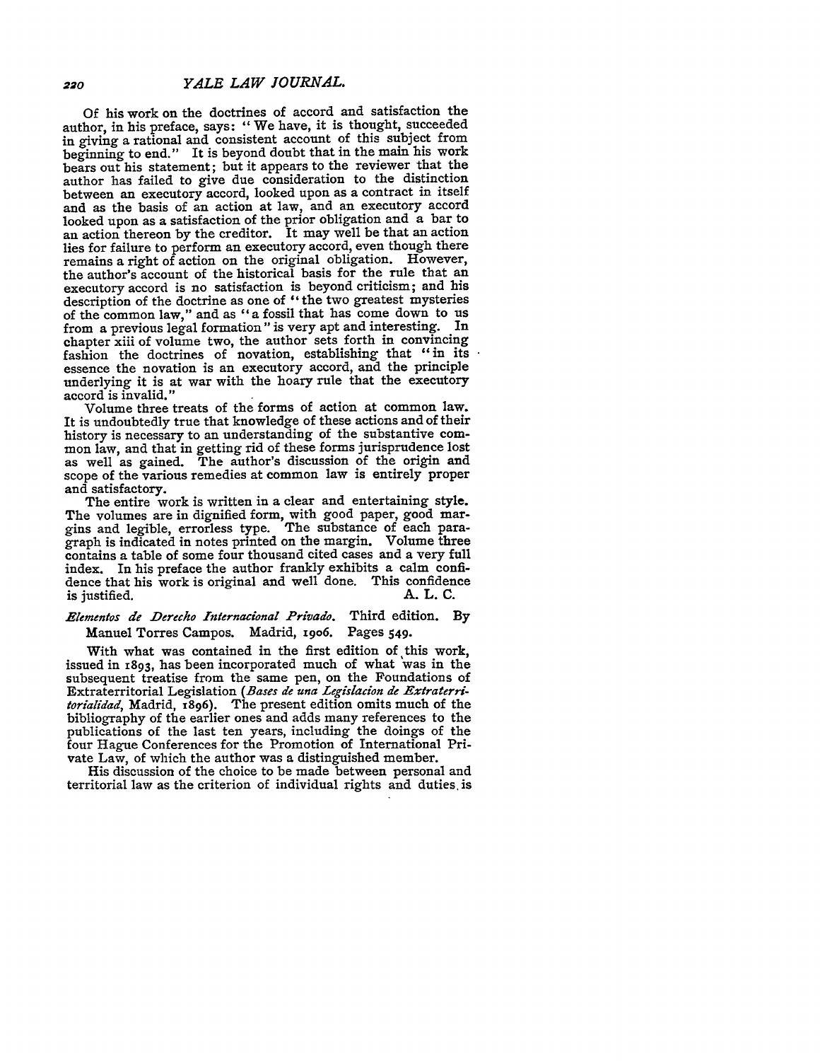Of his work on the doctrines of accord and satisfaction the author, in his preface, says: "We have, it is thought, succeeded in giving a rational and consistent account of this subject from beginning to end." It is beyond doubt that in the main his work bears out his statement; but it appears to the reviewer that the author has failed to give due consideration to the distinction between an executory accord, looked upon as a contract in itself and as the basis of an action at law, and an executory accord looked upon as a satisfaction of the prior obligation and a bar to an action thereon by the creditor. It may well be that an action lies for failure to perform an executory accord, even though there remains a right of action on the original obligation. However, the author's account of the historical basis for the rule that an executory accord is no satisfaction is beyond criticism; and his description of the doctrine as one of "the two greatest mysteries of the common law," and as "a fossil that has come down to us from a previous legal formation" is very apt and interesting. In chapter xiii of volume two, the author sets forth in convincing fashion the doctrines of novation, establishing that "in its essence the novation is an executory accord, and the principle underlying it is at war with the hoary rule that the executory accord is invalid."

Volume three treats of the forms of action at common law. It is undoubtedly true that knowledge of these actions and of their history is necessary to an understanding of the substantive common law, and that in getting rid of these forms jurisprudence lost as well as gained. The author's discussion of the origin and scope of the various remedies at common law is entirely proper and satisfactory.

The entire work is written in a clear and entertaining style. The volumes are in dignified form, with good paper, good margins and legible, errorless type. The substance of each paragraph is indicated in notes printed on the margin. Volume three contains a table of some four thousand cited cases and a very full index. In his preface the author frankly exhibits a calm confidence that his work is original and well done. This confidence is justified.

A. L. C.

*Elementos de Derecho Internacional Privado.* Third edition. By Manuel Torres Campos. Madrid, 1906. Pages 549.

With what was contained in the first edition of this work, issued in 1893, has been incorporated much of what was in the subsequent treatise from the same pen, on the Foundations of Extraterritorial Legislation (*Bases de una Legislacion de Extraterritorialidad*, Madrid, 1896). The present edition omits much of the bibliography of the earlier ones and adds many references to the publications of the last ten years, including the doings of the four Hague Conferences for the Promotion of International Private Law, of which the author was a distinguished member.

His discussion of the choice to be made between personal and territorial law as the criterion of individual rights and duties is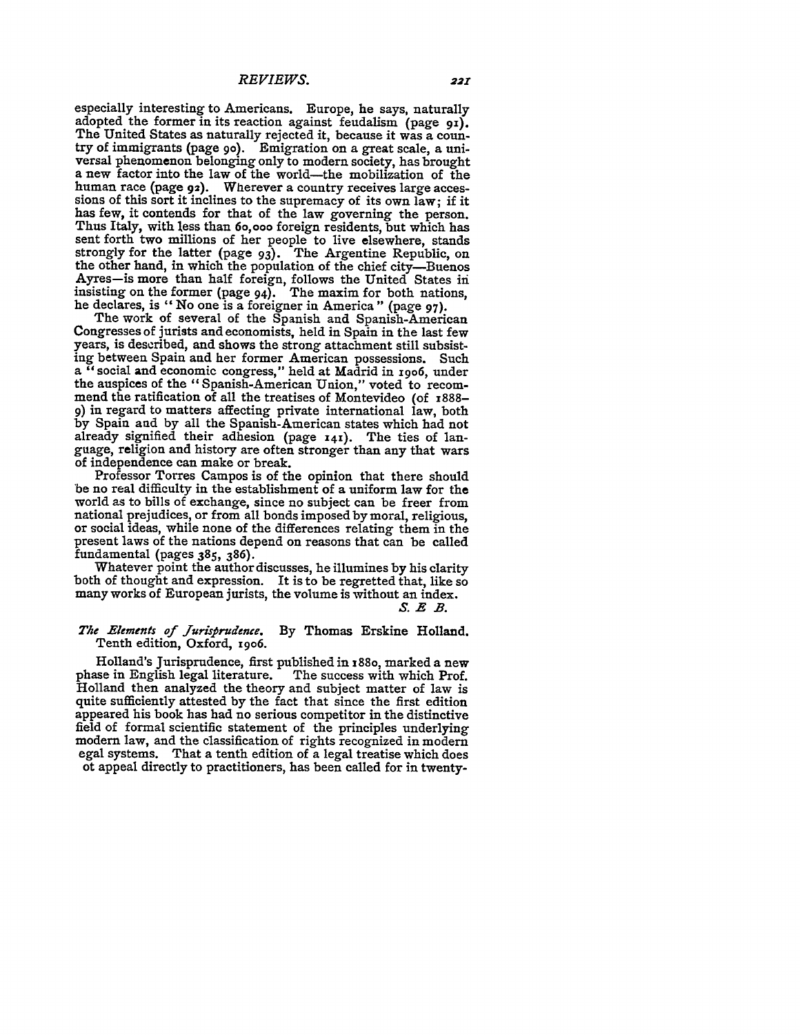especially interesting to Americans. Europe, he says, naturally adopted the former in its reaction against feudalism (page 91). The United States as naturally rejected it, because it was a country of immigrants (page 90). Emigration on a great scale, a universal phenomenon belonging only to modern society, has brought a new factor into the law of the world—the mobilization of the human race (page 92). Wherever a country receives large accessions of this sort it inclines to the supremacy of its own law; if it has few, it contends for that of the law governing the person. Thus Italy, with less than 60,000 foreign residents, but which has sent forth two millions of her people to live elsewhere, stands strongly for the latter (page 93). The Argentine Republic, on the other hand, in which the population of the chief city—Buenos Ayres—is more than half foreign, follows the United States in insisting on the former (page 94). The maxim for both nations, he declares, is "No one is a foreigner in America" (page 97).

The work of several of the Spanish and Spanish-American Congresses of jurists and economists, held in Spain in the last few years, is described, and shows the strong attachment still subsisting between Spain and her former American possessions. Such a "social and economic congress," held at Madrid in 1906, under the auspices of the "Spanish-American Union," voted to recommend the ratification of all the treatises of Montevideo (of 1888–9) in regard to matters affecting private international law, both by Spain and by all the Spanish-American states which had not already signified their adhesion (page 141). The ties of language, religion and history are often stronger than any that wars of independence can make or break.

Professor Torres Campos is of the opinion that there should be no real difficulty in the establishment of a uniform law for the world as to bills of exchange, since no subject can be freer from national prejudices, or from all bonds imposed by moral, religious, or social ideas, while none of the differences relating them in the present laws of the nations depend on reasons that can be called fundamental (pages 385, 386).

Whatever point the author discusses, he illumines by his clarity both of thought and expression. It is to be regretted that, like so many works of European jurists, the volume is without an index.

*S. E. B.*

*The Elements of Jurisprudence.* By Thomas Erskine Holland. Tenth edition, Oxford, 1906.

Holland's Jurisprudence, first published in 1880, marked a new phase in English legal literature. The success with which Prof. Holland then analyzed the theory and subject matter of law is quite sufficiently attested by the fact that since the first edition appeared his book has had no serious competitor in the distinctive field of formal scientific statement of the principles underlying modern law, and the classification of rights recognized in modern egal systems. That a tenth edition of a legal treatise which does ot appeal directly to practitioners, has been called for in twenty-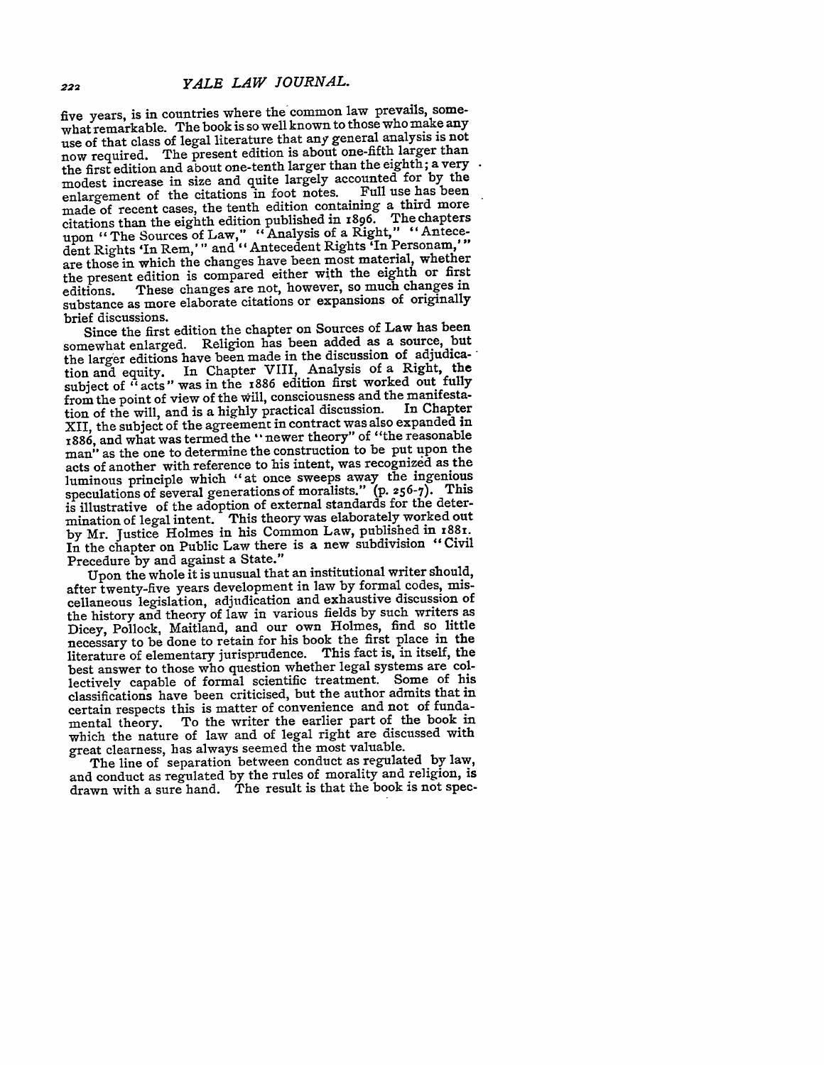five years, is in countries where the common law prevails, somewhat remarkable. The book is so well known to those who make any use of that class of legal literature that any general analysis is not now required. The present edition is about one-fifth larger than the first edition and about one-tenth larger than the eighth; a very modest increase in size and quite largely accounted for by the enlargement of the citations in foot notes. Full use has been made of recent cases, the tenth edition containing a third more citations than the eighth edition published in 1896. The chapters upon "The Sources of Law," "Analysis of a Right," "Antecedent Rights 'In Rem,'" and "Antecedent Rights 'In Personam,'" are those in which the changes have been most material, whether the present edition is compared either with the eighth or first editions. These changes are not, however, so much changes in substance as more elaborate citations or expansions of originally brief discussions.

Since the first edition the chapter on Sources of Law has been somewhat enlarged. Religion has been added as a source, but the larger editions have been made in the discussion of adjudication and equity. In Chapter VIII, Analysis of a Right, the subject of "acts" was in the 1886 edition first worked out fully from the point of view of the will, consciousness and the manifestation of the will, and is a highly practical discussion. In Chapter XII, the subject of the agreement in contract was also expanded in 1886, and what was termed the "newer theory" of "the reasonable man" as the one to determine the construction to be put upon the acts of another with reference to his intent, was recognized as the luminous principle which "at once sweeps away the ingenious speculations of several generations of moralists." (p. 256-7). This is illustrative of the adoption of external standards for the determination of legal intent. This theory was elaborately worked out by Mr. Justice Holmes in his Common Law, published in 1881. In the chapter on Public Law there is a new subdivision "Civil Precedure by and against a State."

Upon the whole it is unusual that an institutional writer should, after twenty-five years development in law by formal codes, miscellaneous legislation, adjudication and exhaustive discussion of the history and theory of law in various fields by such writers as Dicey, Pollock, Maitland, and our own Holmes, find so little necessary to be done to retain for his book the first place in the literature of elementary jurisprudence. This fact is, in itself, the best answer to those who question whether legal systems are collectively capable of formal scientific treatment. Some of his classifications have been criticised, but the author admits that in certain respects this is matter of convenience and not of fundamental theory. To the writer the earlier part of the book in which the nature of law and of legal right are discussed with great clearness, has always seemed the most valuable.

The line of separation between conduct as regulated by law, and conduct as regulated by the rules of morality and religion, is drawn with a sure hand. The result is that the book is not spec-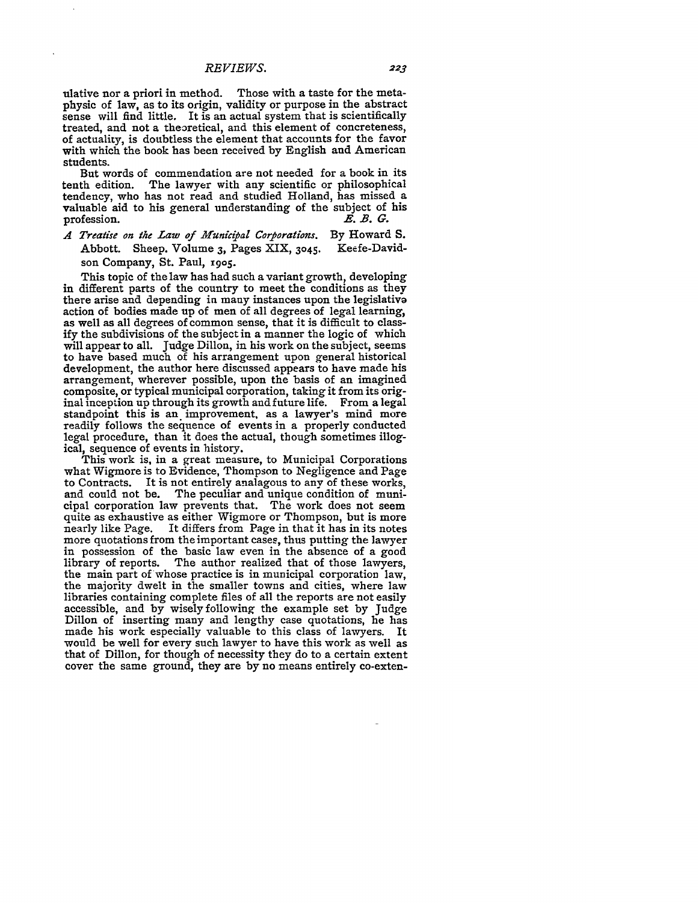ulative nor a priori in method. Those with a taste for the metaphysic of law, as to its origin, validity or purpose in the abstract sense will find little. It is an actual system that is scientifically treated, and not a theoretical, and this element of concreteness, of actuality, is doubtless the element that accounts for the favor with which the book has been received by English and American students.

But words of commendation are not needed for a book in its tenth edition. The lawyer with any scientific or philosophical tendency, who has not read and studied Holland, has missed a valuable aid to his general understanding of the subject of his profession.

*E. B. G.*

*A Treatise on the Law of Municipal Corporations.* By Howard S. Abbott. Sheep. Volume 3, Pages XIX, 3045. Keefe-Davidson Company, St. Paul, 1905.

This topic of the law has had such a variant growth, developing in different parts of the country to meet the conditions as they there arise and depending in many instances upon the legislative action of bodies made up of men of all degrees of legal learning, as well as all degrees of common sense, that it is difficult to classify the subdivisions of the subject in a manner the logic of which will appear to all. Judge Dillon, in his work on the subject, seems to have based much of his arrangement upon general historical development, the author here discussed appears to have made his arrangement, wherever possible, upon the basis of an imagined composite, or typical municipal corporation, taking it from its original inception up through its growth and future life. From a legal standpoint this is an improvement, as a lawyer's mind more readily follows the sequence of events in a properly conducted legal procedure, than it does the actual, though sometimes illogical, sequence of events in history.

This work is, in a great measure, to Municipal Corporations what Wigmore is to Evidence, Thompson to Negligence and Page to Contracts. It is not entirely analagous to any of these works, and could not be. The peculiar and unique condition of municipal corporation law prevents that. The work does not seem quite as exhaustive as either Wigmore or Thompson, but is more nearly like Page. It differs from Page in that it has in its notes more quotations from the important cases, thus putting the lawyer in possession of the basic law even in the absence of a good library of reports. The author realized that of those lawyers, the main part of whose practice is in municipal corporation law, the majority dwelt in the smaller towns and cities, where law libraries containing complete files of all the reports are not easily accessible, and by wisely following the example set by Judge Dillon of inserting many and lengthy case quotations, he has made his work especially valuable to this class of lawyers. It would be well for every such lawyer to have this work as well as that of Dillon, for though of necessity they do to a certain extent cover the same ground, they are by no means entirely co-exten-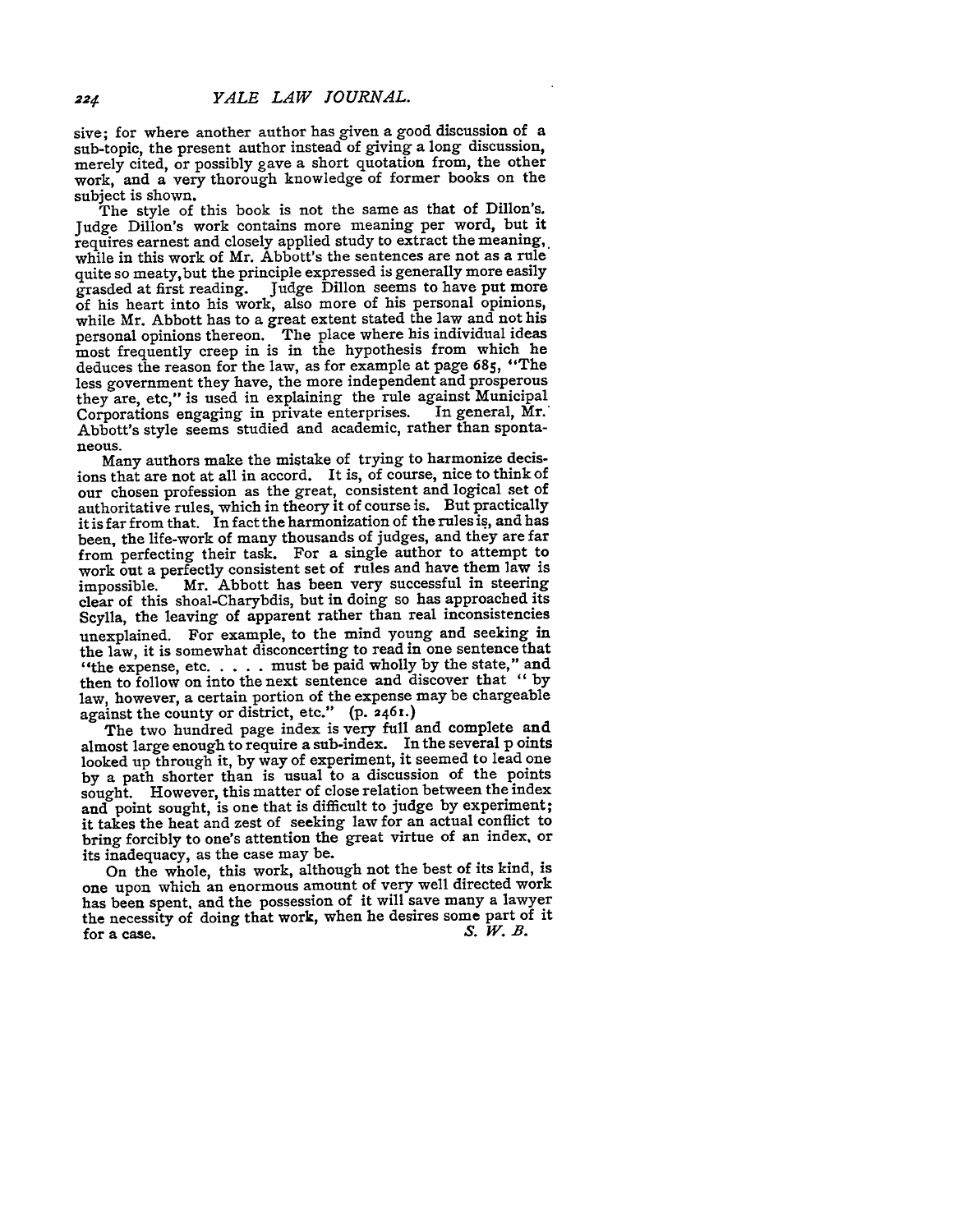sive; for where another author has given a good discussion of a sub-topic, the present author instead of giving a long discussion, merely cited, or possibly gave a short quotation from, the other work, and a very thorough knowledge of former books on the subject is shown.

The style of this book is not the same as that of Dillon's. Judge Dillon's work contains more meaning per word, but it requires earnest and closely applied study to extract the meaning, while in this work of Mr. Abbott's the sentences are not as a rule quite so meaty, but the principle expressed is generally more easily grasded at first reading. Judge Dillon seems to have put more of his heart into his work, also more of his personal opinions, while Mr. Abbott has to a great extent stated the law and not his personal opinions thereon. The place where his individual ideas most frequently creep in is in the hypothesis from which he deduces the reason for the law, as for example at page 685, "The less government they have, the more independent and prosperous they are, etc," is used in explaining the rule against Municipal Corporations engaging in private enterprises. In general, Mr. Abbott's style seems studied and academic, rather than spontaneous.

Many authors make the mistake of trying to harmonize decisions that are not at all in accord. It is, of course, nice to think of our chosen profession as the great, consistent and logical set of authoritative rules, which in theory it of course is. But practically it is far from that. In fact the harmonization of the rules is, and has been, the life-work of many thousands of judges, and they are far from perfecting their task. For a single author to attempt to work out a perfectly consistent set of rules and have them law is impossible. Mr. Abbott has been very successful in steering clear of this shoal-Charybdis, but in doing so has approached its Scylla, the leaving of apparent rather than real inconsistencies unexplained. For example, to the mind young and seeking in the law, it is somewhat disconcerting to read in one sentence that "the expense, etc. . . . . must be paid wholly by the state," and then to follow on into the next sentence and discover that "by law, however, a certain portion of the expense may be chargeable against the county or district, etc." (p. 2461.)

The two hundred page index is very full and complete and almost large enough to require a sub-index. In the several p oints looked up through it, by way of experiment, it seemed to lead one by a path shorter than is usual to a discussion of the points sought. However, this matter of close relation between the index and point sought, is one that is difficult to judge by experiment; it takes the heat and zest of seeking law for an actual conflict to bring forcibly to one's attention the great virtue of an index, or its inadequacy, as the case may be.

On the whole, this work, although not the best of its kind, is one upon which an enormous amount of very well directed work has been spent, and the possession of it will save many a lawyer the necessity of doing that work, when he desires some part of it for a case.

*S. W. B.*